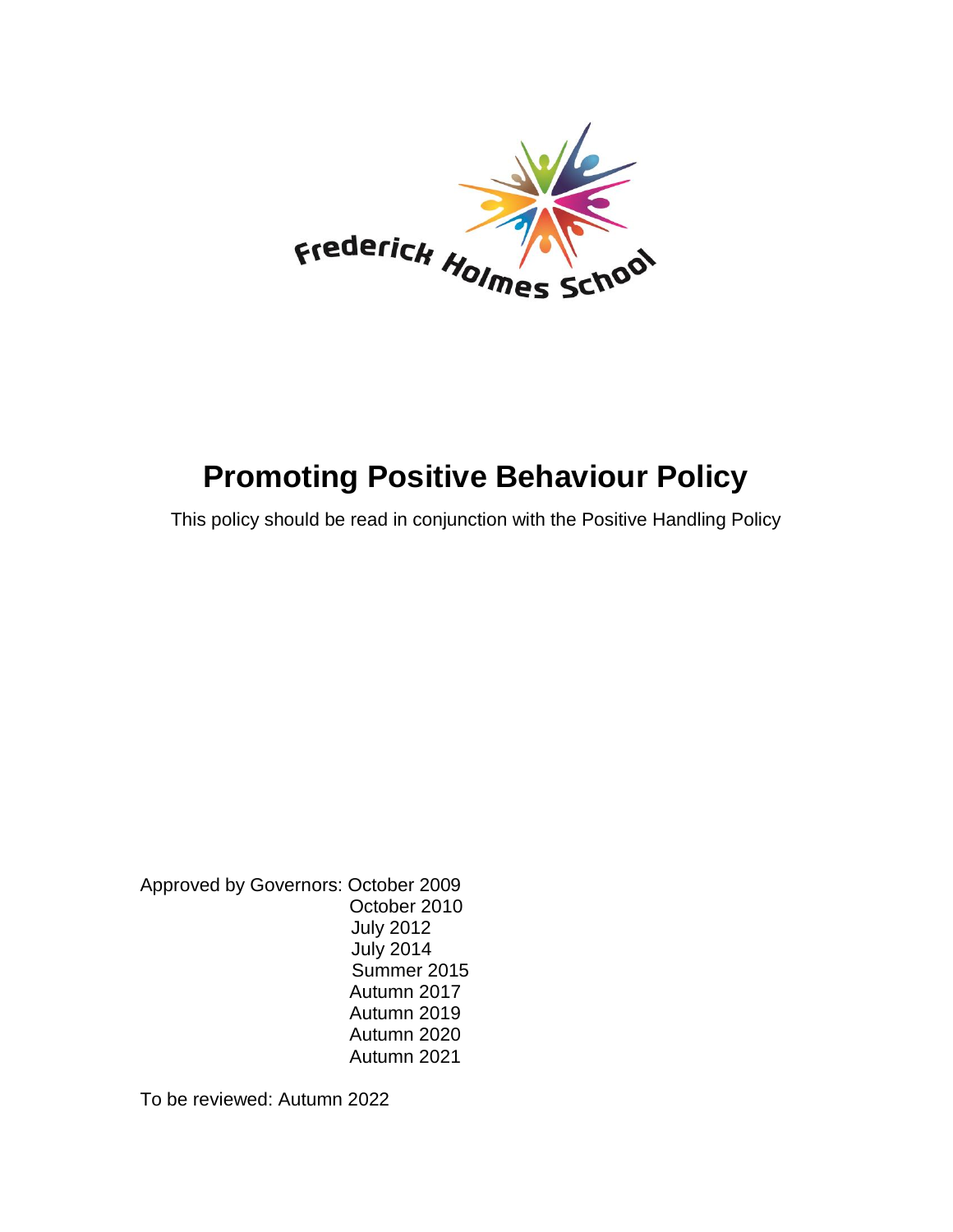Frederick Holmes School

# Promoting Positive Behaviour Policy

This policy should be read in conjunction with the Positive Handling Policy

Approved by Governors: October 2009
October 2010
July 2012
July 2014
Summer 2015
Autumn 2017
Autumn 2019
Autumn 2020
Autumn 2021

To be reviewed: Autumn 2022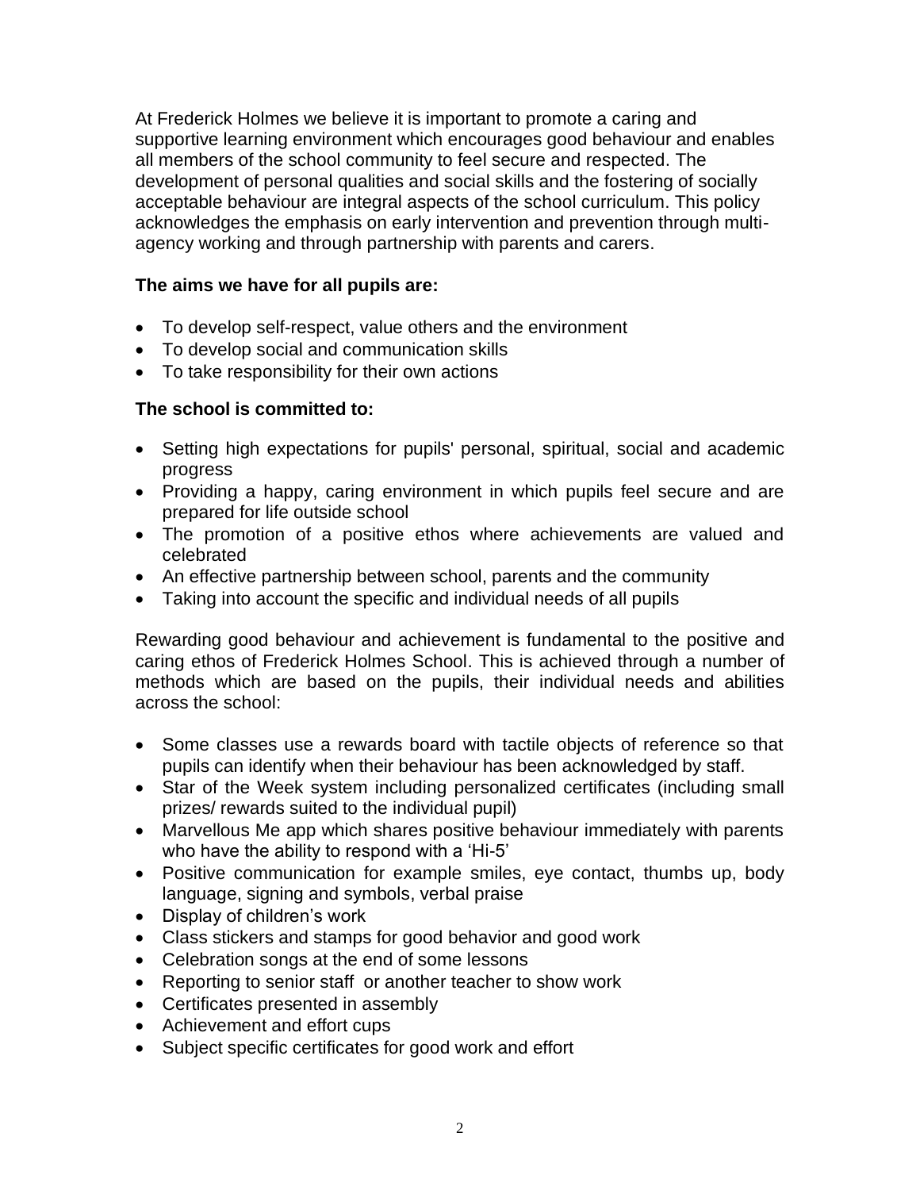At Frederick Holmes we believe it is important to promote a caring and supportive learning environment which encourages good behaviour and enables all members of the school community to feel secure and respected. The development of personal qualities and social skills and the fostering of socially acceptable behaviour are integral aspects of the school curriculum. This policy acknowledges the emphasis on early intervention and prevention through multi-agency working and through partnership with parents and carers.

**The aims we have for all pupils are:**

- To develop self-respect, value others and the environment
- To develop social and communication skills
- To take responsibility for their own actions

**The school is committed to:**

- Setting high expectations for pupils' personal, spiritual, social and academic progress
- Providing a happy, caring environment in which pupils feel secure and are prepared for life outside school
- The promotion of a positive ethos where achievements are valued and celebrated
- An effective partnership between school, parents and the community
- Taking into account the specific and individual needs of all pupils

Rewarding good behaviour and achievement is fundamental to the positive and caring ethos of Frederick Holmes School. This is achieved through a number of methods which are based on the pupils, their individual needs and abilities across the school:

- Some classes use a rewards board with tactile objects of reference so that pupils can identify when their behaviour has been acknowledged by staff.
- Star of the Week system including personalized certificates (including small prizes/ rewards suited to the individual pupil)
- Marvellous Me app which shares positive behaviour immediately with parents who have the ability to respond with a 'Hi-5'
- Positive communication for example smiles, eye contact, thumbs up, body language, signing and symbols, verbal praise
- Display of children's work
- Class stickers and stamps for good behavior and good work
- Celebration songs at the end of some lessons
- Reporting to senior staff or another teacher to show work
- Certificates presented in assembly
- Achievement and effort cups
- Subject specific certificates for good work and effort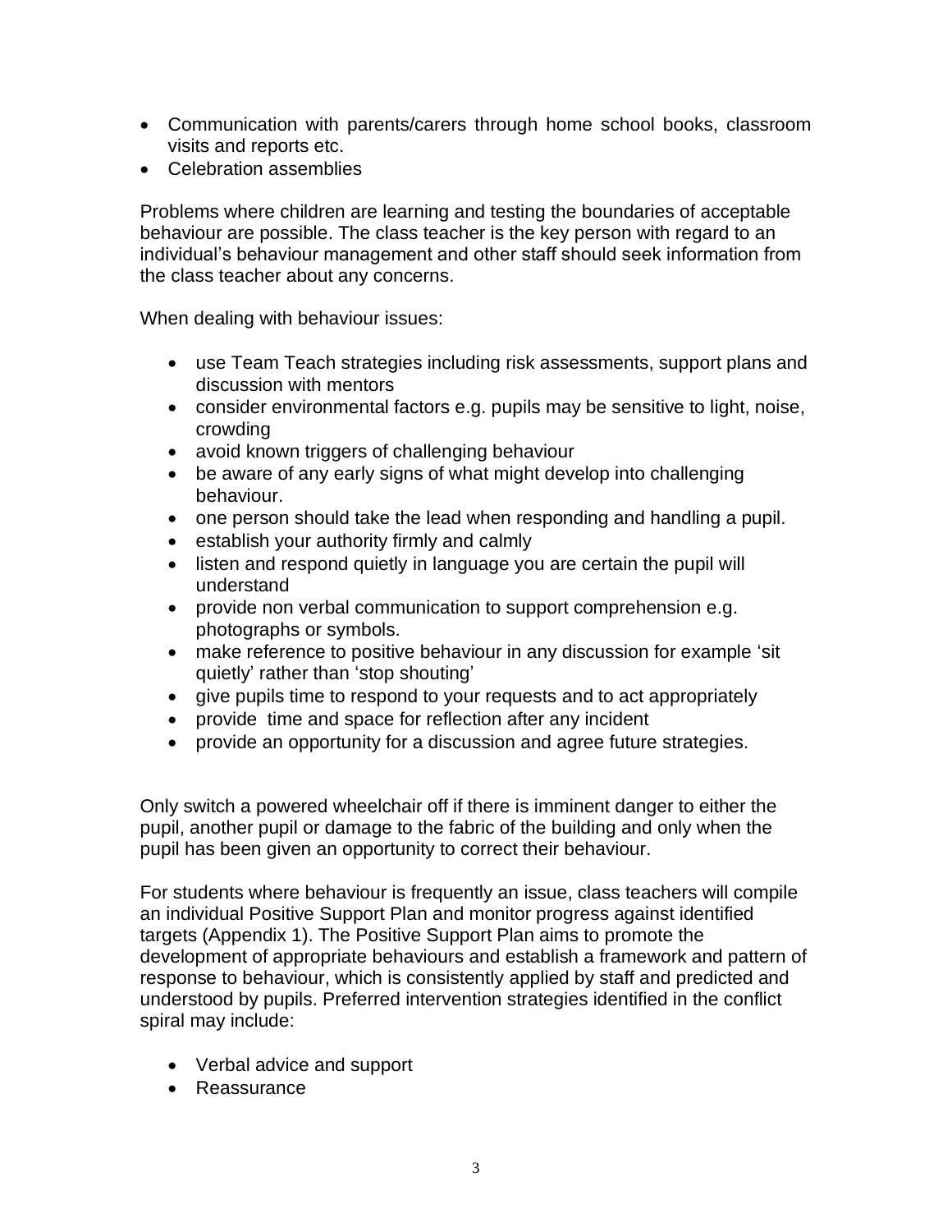- Communication with parents/carers through home school books, classroom visits and reports etc.
- Celebration assemblies

Problems where children are learning and testing the boundaries of acceptable behaviour are possible. The class teacher is the key person with regard to an individual's behaviour management and other staff should seek information from the class teacher about any concerns.

When dealing with behaviour issues:

- use Team Teach strategies including risk assessments, support plans and discussion with mentors
- consider environmental factors e.g. pupils may be sensitive to light, noise, crowding
- avoid known triggers of challenging behaviour
- be aware of any early signs of what might develop into challenging behaviour.
- one person should take the lead when responding and handling a pupil.
- establish your authority firmly and calmly
- listen and respond quietly in language you are certain the pupil will understand
- provide non verbal communication to support comprehension e.g. photographs or symbols.
- make reference to positive behaviour in any discussion for example 'sit quietly' rather than 'stop shouting'
- give pupils time to respond to your requests and to act appropriately
- provide time and space for reflection after any incident
- provide an opportunity for a discussion and agree future strategies.

Only switch a powered wheelchair off if there is imminent danger to either the pupil, another pupil or damage to the fabric of the building and only when the pupil has been given an opportunity to correct their behaviour.

For students where behaviour is frequently an issue, class teachers will compile an individual Positive Support Plan and monitor progress against identified targets (Appendix 1). The Positive Support Plan aims to promote the development of appropriate behaviours and establish a framework and pattern of response to behaviour, which is consistently applied by staff and predicted and understood by pupils. Preferred intervention strategies identified in the conflict spiral may include:

- Verbal advice and support
- Reassurance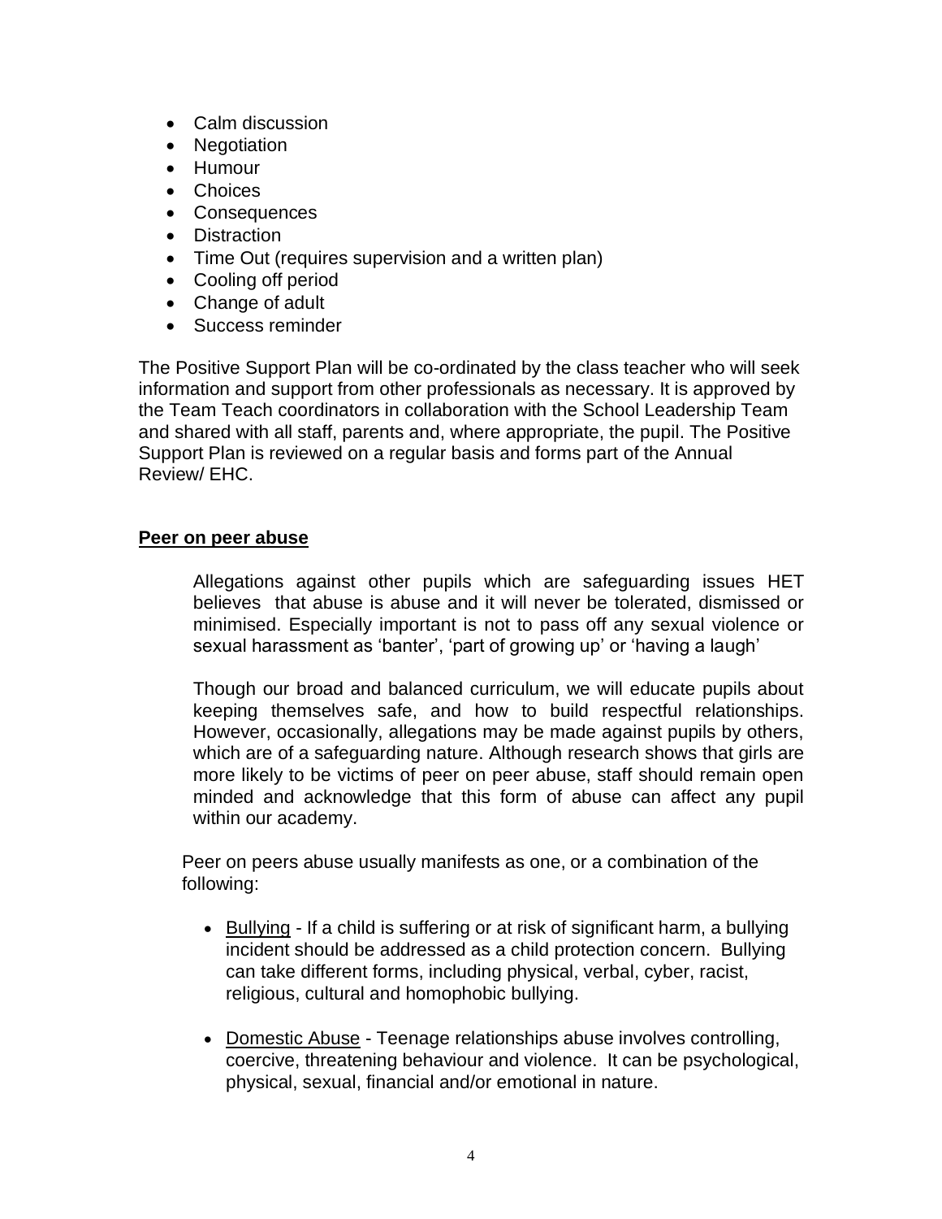- Calm discussion
- Negotiation
- Humour
- Choices
- Consequences
- Distraction
- Time Out (requires supervision and a written plan)
- Cooling off period
- Change of adult
- Success reminder

The Positive Support Plan will be co-ordinated by the class teacher who will seek information and support from other professionals as necessary. It is approved by the Team Teach coordinators in collaboration with the School Leadership Team and shared with all staff, parents and, where appropriate, the pupil. The Positive Support Plan is reviewed on a regular basis and forms part of the Annual Review/ EHC.

**Peer on peer abuse**

Allegations against other pupils which are safeguarding issues HET believes that abuse is abuse and it will never be tolerated, dismissed or minimised. Especially important is not to pass off any sexual violence or sexual harassment as 'banter', 'part of growing up' or 'having a laugh'

Though our broad and balanced curriculum, we will educate pupils about keeping themselves safe, and how to build respectful relationships. However, occasionally, allegations may be made against pupils by others, which are of a safeguarding nature. Although research shows that girls are more likely to be victims of peer on peer abuse, staff should remain open minded and acknowledge that this form of abuse can affect any pupil within our academy.

Peer on peers abuse usually manifests as one, or a combination of the following:

- Bullying - If a child is suffering or at risk of significant harm, a bullying incident should be addressed as a child protection concern. Bullying can take different forms, including physical, verbal, cyber, racist, religious, cultural and homophobic bullying.

- Domestic Abuse - Teenage relationships abuse involves controlling, coercive, threatening behaviour and violence. It can be psychological, physical, sexual, financial and/or emotional in nature.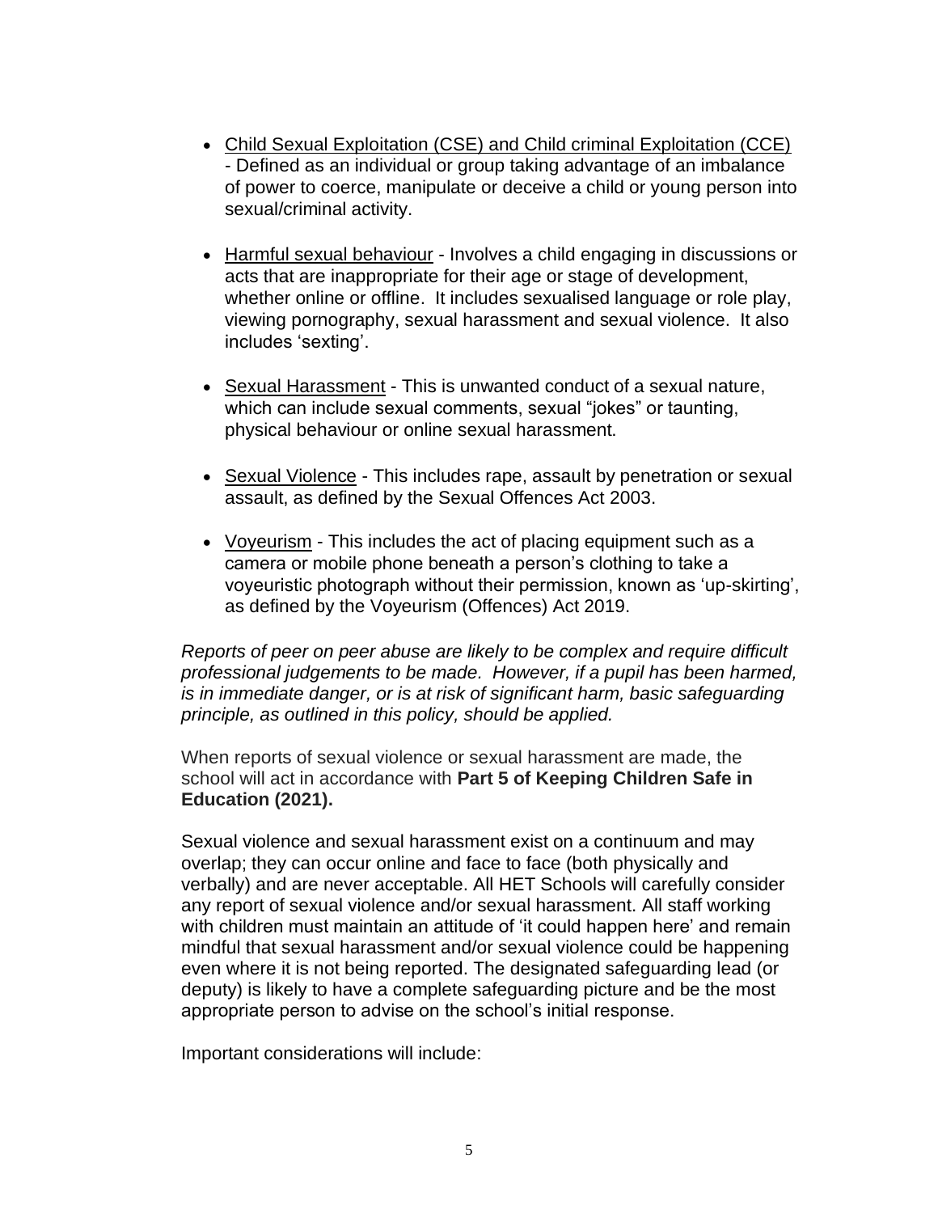- Child Sexual Exploitation (CSE) and Child criminal Exploitation (CCE) - Defined as an individual or group taking advantage of an imbalance of power to coerce, manipulate or deceive a child or young person into sexual/criminal activity.

- Harmful sexual behaviour - Involves a child engaging in discussions or acts that are inappropriate for their age or stage of development, whether online or offline. It includes sexualised language or role play, viewing pornography, sexual harassment and sexual violence. It also includes 'sexting'.

- Sexual Harassment - This is unwanted conduct of a sexual nature, which can include sexual comments, sexual "jokes" or taunting, physical behaviour or online sexual harassment.

- Sexual Violence - This includes rape, assault by penetration or sexual assault, as defined by the Sexual Offences Act 2003.

- Voyeurism - This includes the act of placing equipment such as a camera or mobile phone beneath a person's clothing to take a voyeuristic photograph without their permission, known as 'up-skirting', as defined by the Voyeurism (Offences) Act 2019.

*Reports of peer on peer abuse are likely to be complex and require difficult professional judgements to be made. However, if a pupil has been harmed, is in immediate danger, or is at risk of significant harm, basic safeguarding principle, as outlined in this policy, should be applied.*

When reports of sexual violence or sexual harassment are made, the school will act in accordance with **Part 5 of Keeping Children Safe in Education (2021).**

Sexual violence and sexual harassment exist on a continuum and may overlap; they can occur online and face to face (both physically and verbally) and are never acceptable. All HET Schools will carefully consider any report of sexual violence and/or sexual harassment. All staff working with children must maintain an attitude of 'it could happen here' and remain mindful that sexual harassment and/or sexual violence could be happening even where it is not being reported. The designated safeguarding lead (or deputy) is likely to have a complete safeguarding picture and be the most appropriate person to advise on the school's initial response.

Important considerations will include: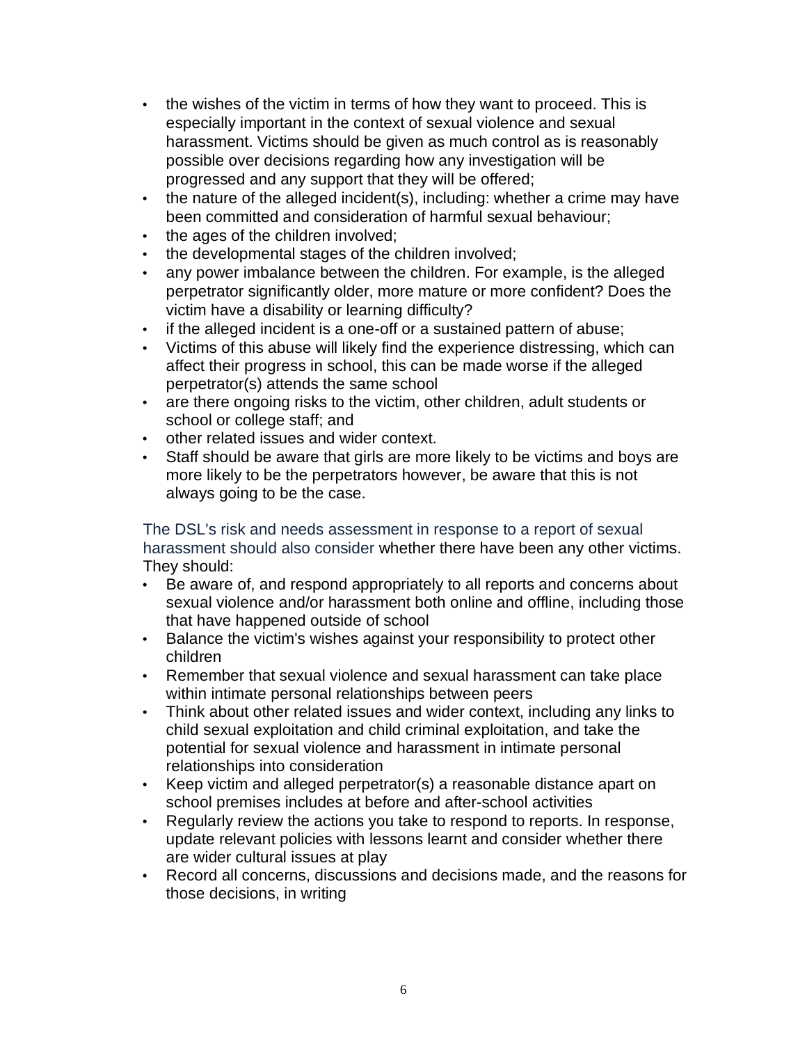- the wishes of the victim in terms of how they want to proceed. This is especially important in the context of sexual violence and sexual harassment. Victims should be given as much control as is reasonably possible over decisions regarding how any investigation will be progressed and any support that they will be offered;
- the nature of the alleged incident(s), including: whether a crime may have been committed and consideration of harmful sexual behaviour;
- the ages of the children involved;
- the developmental stages of the children involved;
- any power imbalance between the children. For example, is the alleged perpetrator significantly older, more mature or more confident? Does the victim have a disability or learning difficulty?
- if the alleged incident is a one-off or a sustained pattern of abuse;
- Victims of this abuse will likely find the experience distressing, which can affect their progress in school, this can be made worse if the alleged perpetrator(s) attends the same school
- are there ongoing risks to the victim, other children, adult students or school or college staff; and
- other related issues and wider context.
- Staff should be aware that girls are more likely to be victims and boys are more likely to be the perpetrators however, be aware that this is not always going to be the case.

The DSL's risk and needs assessment in response to a report of sexual harassment should also consider whether there have been any other victims. They should:

- Be aware of, and respond appropriately to all reports and concerns about sexual violence and/or harassment both online and offline, including those that have happened outside of school
- Balance the victim's wishes against your responsibility to protect other children
- Remember that sexual violence and sexual harassment can take place within intimate personal relationships between peers
- Think about other related issues and wider context, including any links to child sexual exploitation and child criminal exploitation, and take the potential for sexual violence and harassment in intimate personal relationships into consideration
- Keep victim and alleged perpetrator(s) a reasonable distance apart on school premises includes at before and after-school activities
- Regularly review the actions you take to respond to reports. In response, update relevant policies with lessons learnt and consider whether there are wider cultural issues at play
- Record all concerns, discussions and decisions made, and the reasons for those decisions, in writing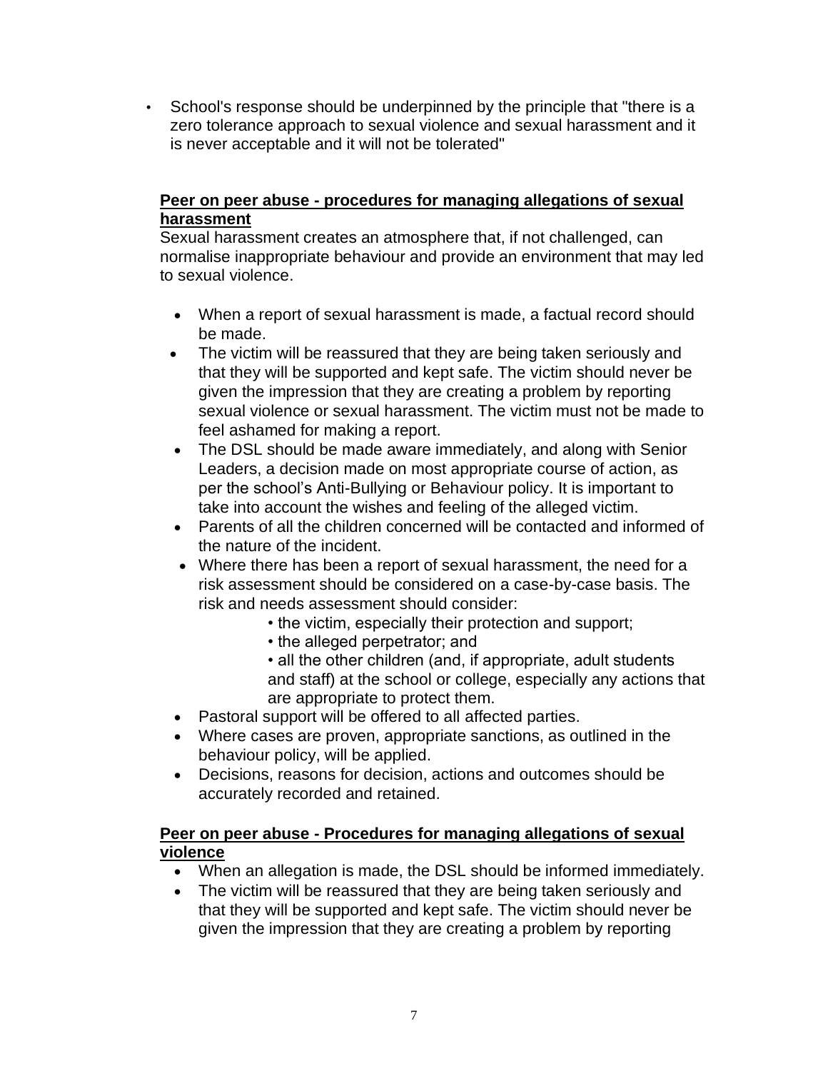- School's response should be underpinned by the principle that "there is a zero tolerance approach to sexual violence and sexual harassment and it is never acceptable and it will not be tolerated"

**Peer on peer abuse - procedures for managing allegations of sexual harassment**

Sexual harassment creates an atmosphere that, if not challenged, can normalise inappropriate behaviour and provide an environment that may led to sexual violence.

- When a report of sexual harassment is made, a factual record should be made.
- The victim will be reassured that they are being taken seriously and that they will be supported and kept safe. The victim should never be given the impression that they are creating a problem by reporting sexual violence or sexual harassment. The victim must not be made to feel ashamed for making a report.
- The DSL should be made aware immediately, and along with Senior Leaders, a decision made on most appropriate course of action, as per the school's Anti-Bullying or Behaviour policy. It is important to take into account the wishes and feeling of the alleged victim.
- Parents of all the children concerned will be contacted and informed of the nature of the incident.
- Where there has been a report of sexual harassment, the need for a risk assessment should be considered on a case-by-case basis. The risk and needs assessment should consider:
  - the victim, especially their protection and support;
  - the alleged perpetrator; and
  - all the other children (and, if appropriate, adult students and staff) at the school or college, especially any actions that are appropriate to protect them.
- Pastoral support will be offered to all affected parties.
- Where cases are proven, appropriate sanctions, as outlined in the behaviour policy, will be applied.
- Decisions, reasons for decision, actions and outcomes should be accurately recorded and retained.

**Peer on peer abuse - Procedures for managing allegations of sexual violence**

- When an allegation is made, the DSL should be informed immediately.
- The victim will be reassured that they are being taken seriously and that they will be supported and kept safe. The victim should never be given the impression that they are creating a problem by reporting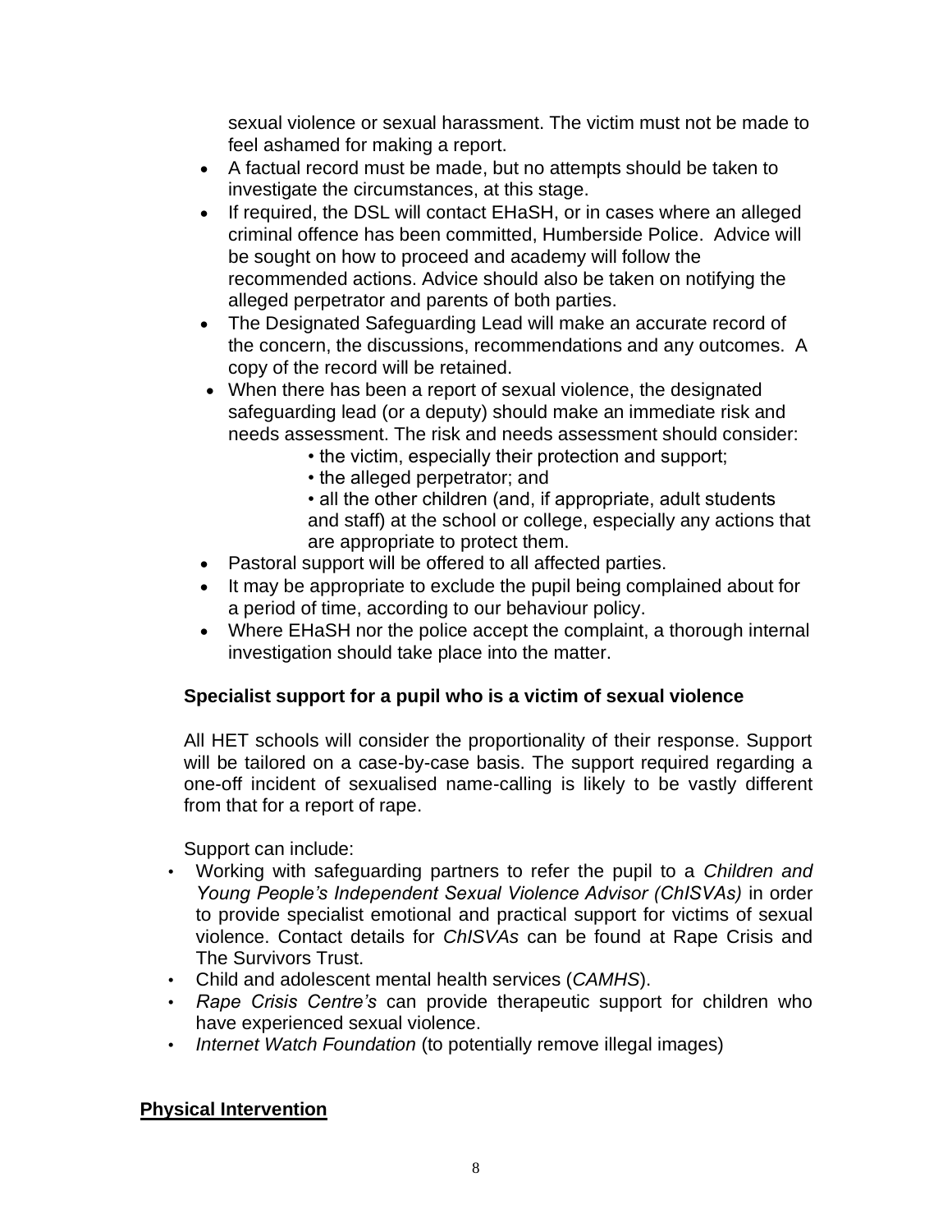sexual violence or sexual harassment. The victim must not be made to feel ashamed for making a report.

- A factual record must be made, but no attempts should be taken to investigate the circumstances, at this stage.
- If required, the DSL will contact EHaSH, or in cases where an alleged criminal offence has been committed, Humberside Police. Advice will be sought on how to proceed and academy will follow the recommended actions. Advice should also be taken on notifying the alleged perpetrator and parents of both parties.
- The Designated Safeguarding Lead will make an accurate record of the concern, the discussions, recommendations and any outcomes. A copy of the record will be retained.
- When there has been a report of sexual violence, the designated safeguarding lead (or a deputy) should make an immediate risk and needs assessment. The risk and needs assessment should consider:
  - the victim, especially their protection and support;
  - the alleged perpetrator; and
  - all the other children (and, if appropriate, adult students and staff) at the school or college, especially any actions that are appropriate to protect them.
- Pastoral support will be offered to all affected parties.
- It may be appropriate to exclude the pupil being complained about for a period of time, according to our behaviour policy.
- Where EHaSH nor the police accept the complaint, a thorough internal investigation should take place into the matter.

**Specialist support for a pupil who is a victim of sexual violence**

All HET schools will consider the proportionality of their response. Support will be tailored on a case-by-case basis. The support required regarding a one-off incident of sexualised name-calling is likely to be vastly different from that for a report of rape.

Support can include:

- Working with safeguarding partners to refer the pupil to a *Children and Young People's Independent Sexual Violence Advisor (ChISVAs)* in order to provide specialist emotional and practical support for victims of sexual violence. Contact details for *ChISVAs* can be found at Rape Crisis and The Survivors Trust.
- Child and adolescent mental health services (*CAMHS*).
- *Rape Crisis Centre's* can provide therapeutic support for children who have experienced sexual violence.
- *Internet Watch Foundation* (to potentially remove illegal images)

## Physical Intervention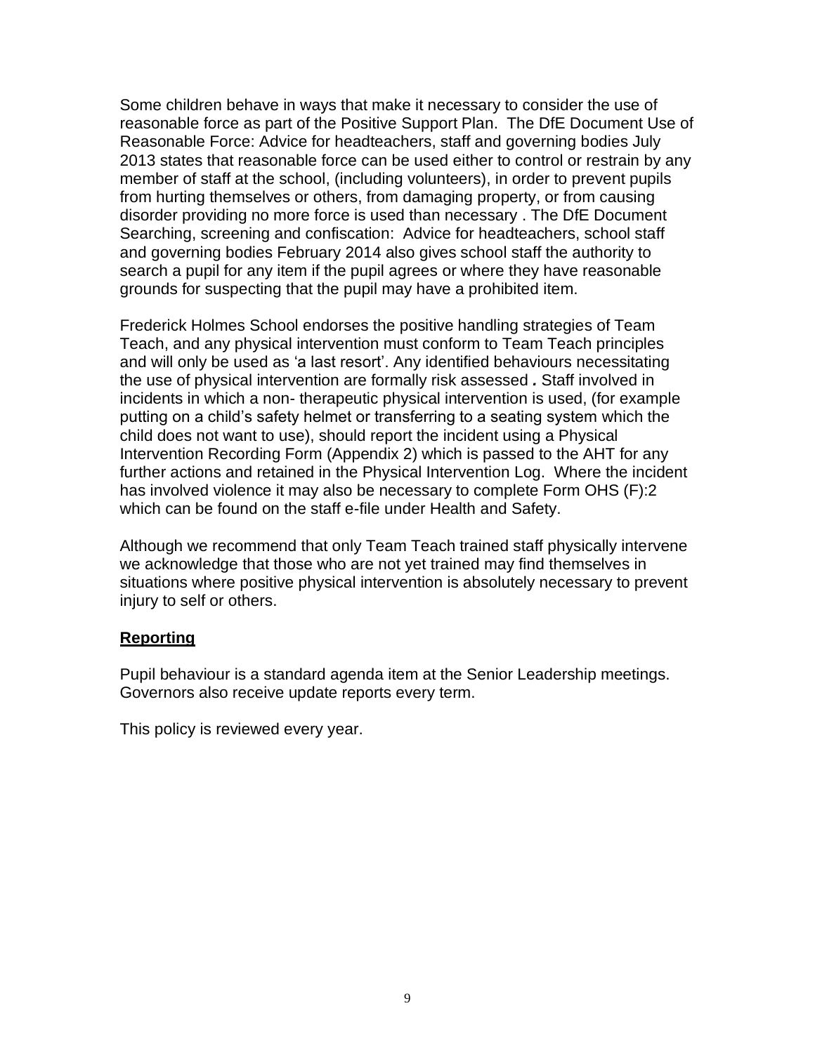Some children behave in ways that make it necessary to consider the use of reasonable force as part of the Positive Support Plan. The DfE Document Use of Reasonable Force: Advice for headteachers, staff and governing bodies July 2013 states that reasonable force can be used either to control or restrain by any member of staff at the school, (including volunteers), in order to prevent pupils from hurting themselves or others, from damaging property, or from causing disorder providing no more force is used than necessary . The DfE Document Searching, screening and confiscation: Advice for headteachers, school staff and governing bodies February 2014 also gives school staff the authority to search a pupil for any item if the pupil agrees or where they have reasonable grounds for suspecting that the pupil may have a prohibited item.

Frederick Holmes School endorses the positive handling strategies of Team Teach, and any physical intervention must conform to Team Teach principles and will only be used as 'a last resort'. Any identified behaviours necessitating the use of physical intervention are formally risk assessed***.*** Staff involved in incidents in which a non- therapeutic physical intervention is used, (for example putting on a child's safety helmet or transferring to a seating system which the child does not want to use), should report the incident using a Physical Intervention Recording Form (Appendix 2) which is passed to the AHT for any further actions and retained in the Physical Intervention Log. Where the incident has involved violence it may also be necessary to complete Form OHS (F):2 which can be found on the staff e-file under Health and Safety.

Although we recommend that only Team Teach trained staff physically intervene we acknowledge that those who are not yet trained may find themselves in situations where positive physical intervention is absolutely necessary to prevent injury to self or others.

## Reporting

Pupil behaviour is a standard agenda item at the Senior Leadership meetings. Governors also receive update reports every term.

This policy is reviewed every year.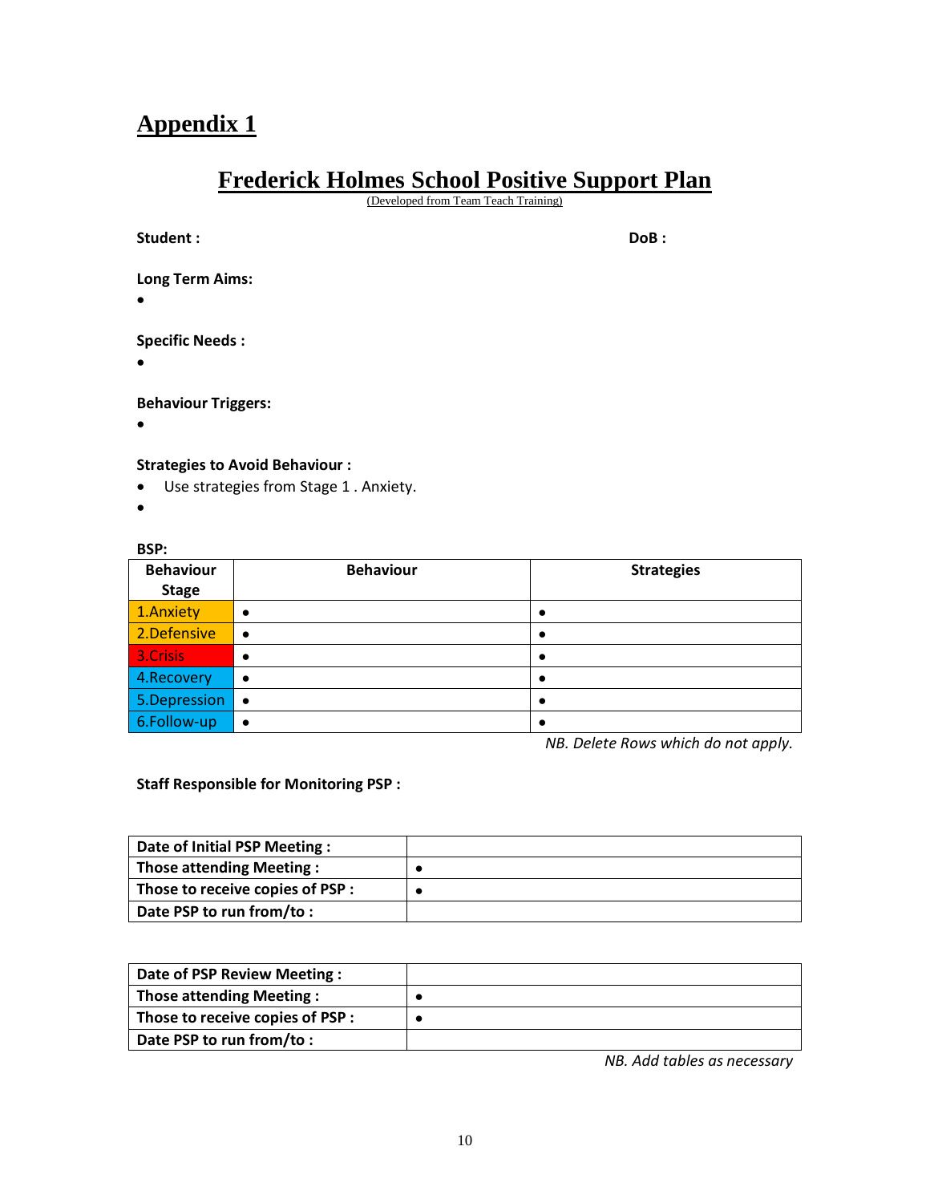# Appendix 1

## Frederick Holmes School Positive Support Plan

(Developed from Team Teach Training)

**Student :** **DoB :**

**Long Term Aims:**

- 

**Specific Needs :**

- 

**Behaviour Triggers:**

- 

**Strategies to Avoid Behaviour :**

- Use strategies from Stage 1 . Anxiety.
- 

**BSP:**

| Behaviour Stage | Behaviour | Strategies |
|---|---|---|
| 1.Anxiety | • | • |
| 2.Defensive | • | • |
| 3.Crisis | • | • |
| 4.Recovery | • | • |
| 5.Depression | • | • |
| 6.Follow-up | • | • |

*NB. Delete Rows which do not apply.*

**Staff Responsible for Monitoring PSP :**

| **Date of Initial PSP Meeting :** | |
|---|---|
| **Those attending Meeting :** | • |
| **Those to receive copies of PSP :** | • |
| **Date PSP to run from/to :** | |

| **Date of PSP Review Meeting :** | |
|---|---|
| **Those attending Meeting :** | • |
| **Those to receive copies of PSP :** | • |
| **Date PSP to run from/to :** | |

*NB. Add tables as necessary*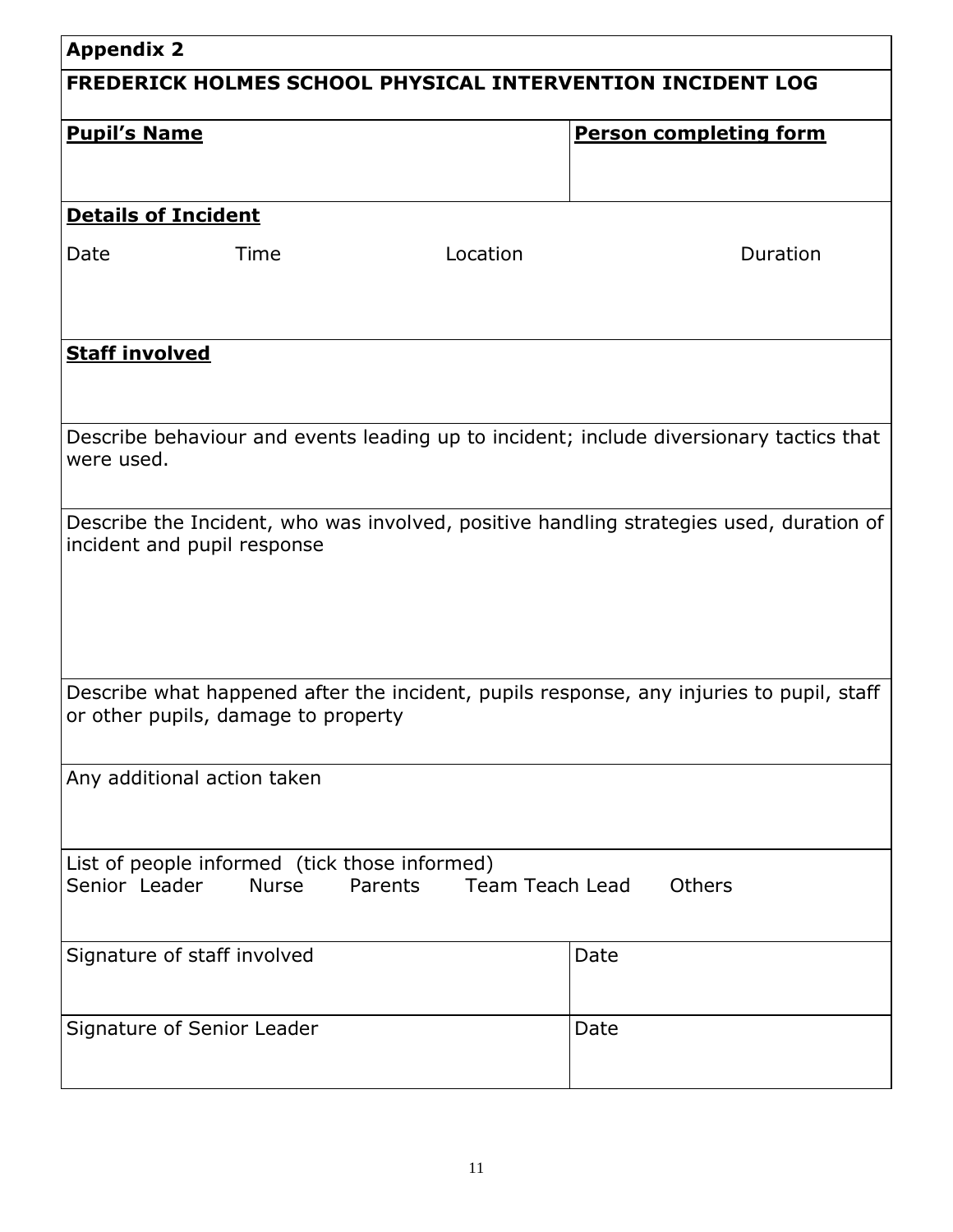**Appendix 2**

**FREDERICK HOLMES SCHOOL PHYSICAL INTERVENTION INCIDENT LOG**

| **Pupil's Name** | **Person completing form** |
|---|---|
| | |

**Details of Incident**

| Date | Time | Location | Duration |
|---|---|---|---|
| | | | |

**Staff involved**

Describe behaviour and events leading up to incident; include diversionary tactics that were used.

Describe the Incident, who was involved, positive handling strategies used, duration of incident and pupil response

Describe what happened after the incident, pupils response, any injuries to pupil, staff or other pupils, damage to property

Any additional action taken

List of people informed (tick those informed)

Senior Leader Nurse Parents Team Teach Lead Others

| | |
|---|---|
| Signature of staff involved | Date |
| Signature of Senior Leader | Date |